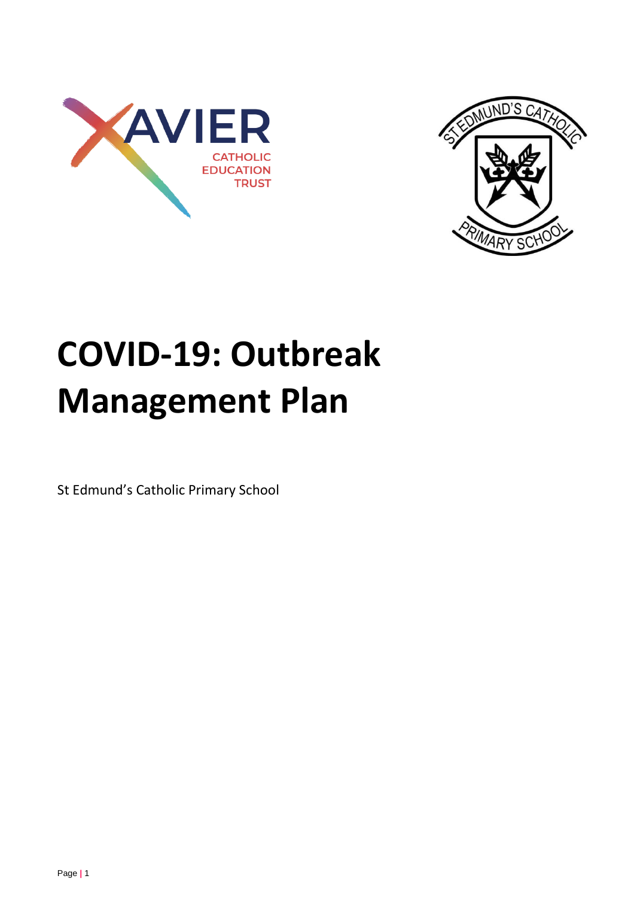# COVID-19: Outbreak Management Plan

St Edmund's Catholic Primary School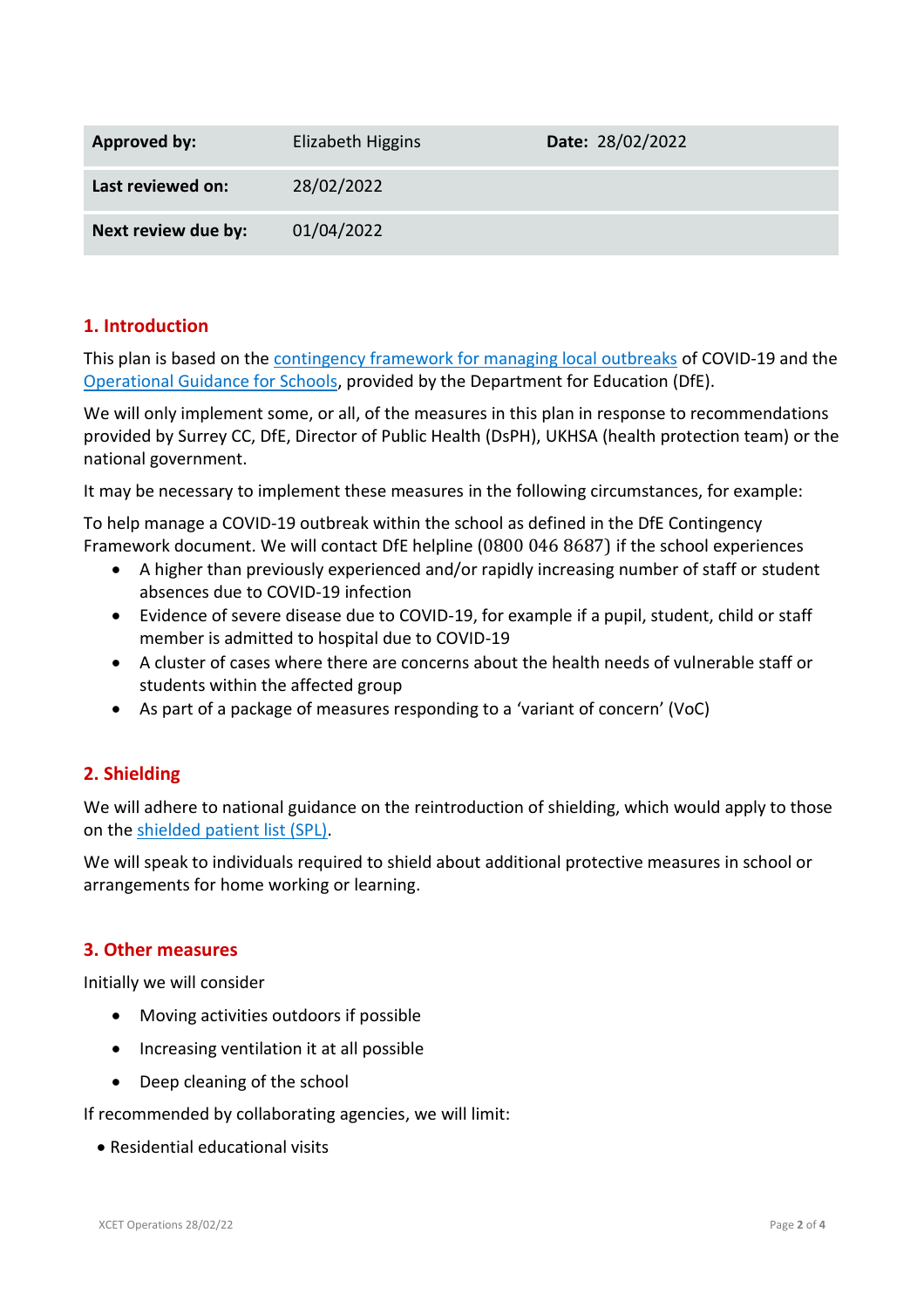| | | |
|---|---|---|
| **Approved by:** | Elizabeth Higgins | **Date:** 28/02/2022 |
| **Last reviewed on:** | 28/02/2022 | |
| **Next review due by:** | 01/04/2022 | |

## 1. Introduction

This plan is based on the contingency framework for managing local outbreaks of COVID-19 and the Operational Guidance for Schools, provided by the Department for Education (DfE).

We will only implement some, or all, of the measures in this plan in response to recommendations provided by Surrey CC, DfE, Director of Public Health (DsPH), UKHSA (health protection team) or the national government.

It may be necessary to implement these measures in the following circumstances, for example:

To help manage a COVID-19 outbreak within the school as defined in the DfE Contingency Framework document. We will contact DfE helpline (0800 046 8687) if the school experiences

- A higher than previously experienced and/or rapidly increasing number of staff or student absences due to COVID-19 infection
- Evidence of severe disease due to COVID-19, for example if a pupil, student, child or staff member is admitted to hospital due to COVID-19
- A cluster of cases where there are concerns about the health needs of vulnerable staff or students within the affected group
- As part of a package of measures responding to a 'variant of concern' (VoC)

## 2. Shielding

We will adhere to national guidance on the reintroduction of shielding, which would apply to those on the shielded patient list (SPL).

We will speak to individuals required to shield about additional protective measures in school or arrangements for home working or learning.

## 3. Other measures

Initially we will consider

- Moving activities outdoors if possible
- Increasing ventilation it at all possible
- Deep cleaning of the school

If recommended by collaborating agencies, we will limit:

- Residential educational visits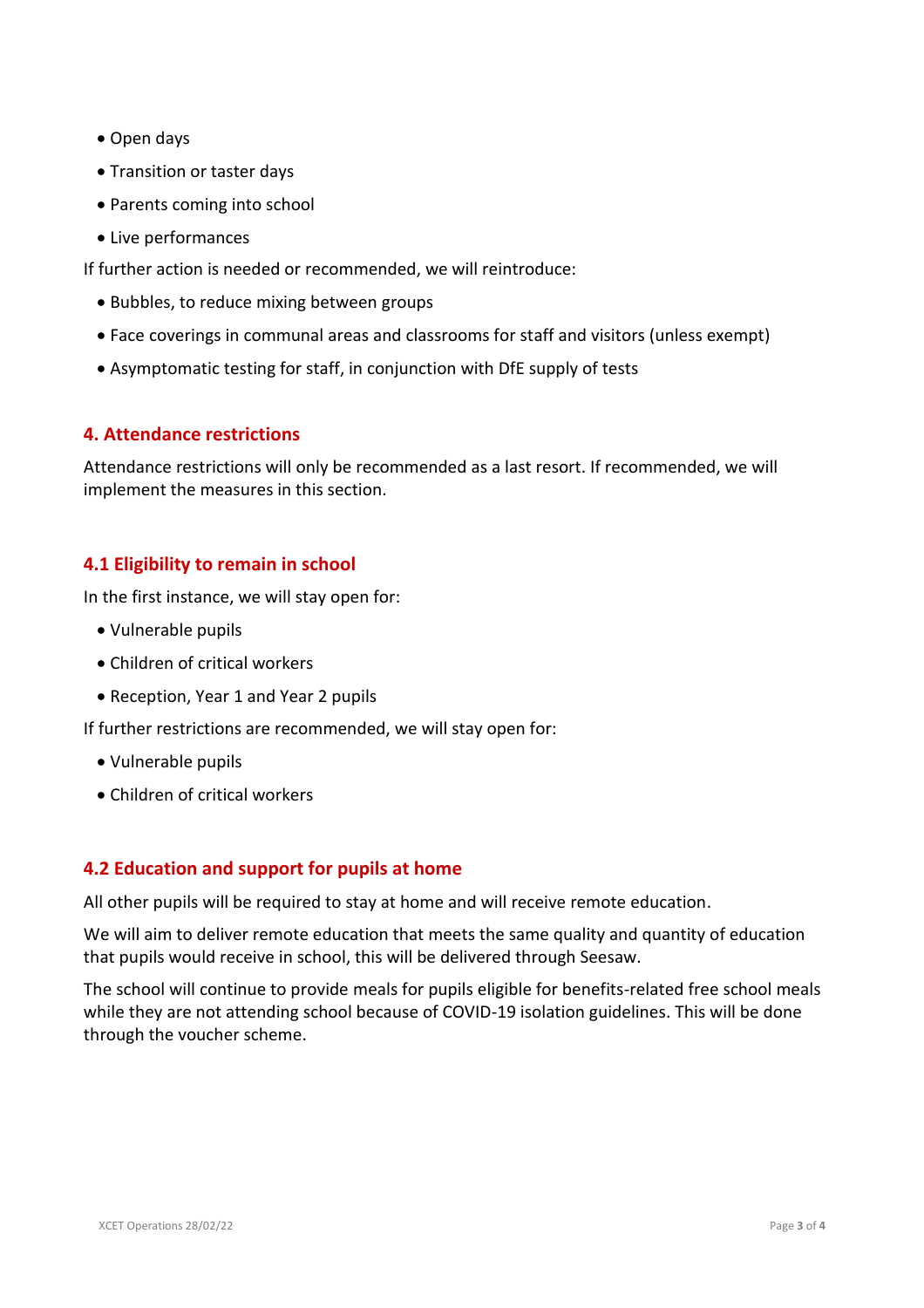- Open days
- Transition or taster days
- Parents coming into school
- Live performances

If further action is needed or recommended, we will reintroduce:

- Bubbles, to reduce mixing between groups
- Face coverings in communal areas and classrooms for staff and visitors (unless exempt)
- Asymptomatic testing for staff, in conjunction with DfE supply of tests

## 4. Attendance restrictions

Attendance restrictions will only be recommended as a last resort. If recommended, we will implement the measures in this section.

### 4.1 Eligibility to remain in school

In the first instance, we will stay open for:

- Vulnerable pupils
- Children of critical workers
- Reception, Year 1 and Year 2 pupils

If further restrictions are recommended, we will stay open for:

- Vulnerable pupils
- Children of critical workers

### 4.2 Education and support for pupils at home

All other pupils will be required to stay at home and will receive remote education.

We will aim to deliver remote education that meets the same quality and quantity of education that pupils would receive in school, this will be delivered through Seesaw.

The school will continue to provide meals for pupils eligible for benefits-related free school meals while they are not attending school because of COVID-19 isolation guidelines. This will be done through the voucher scheme.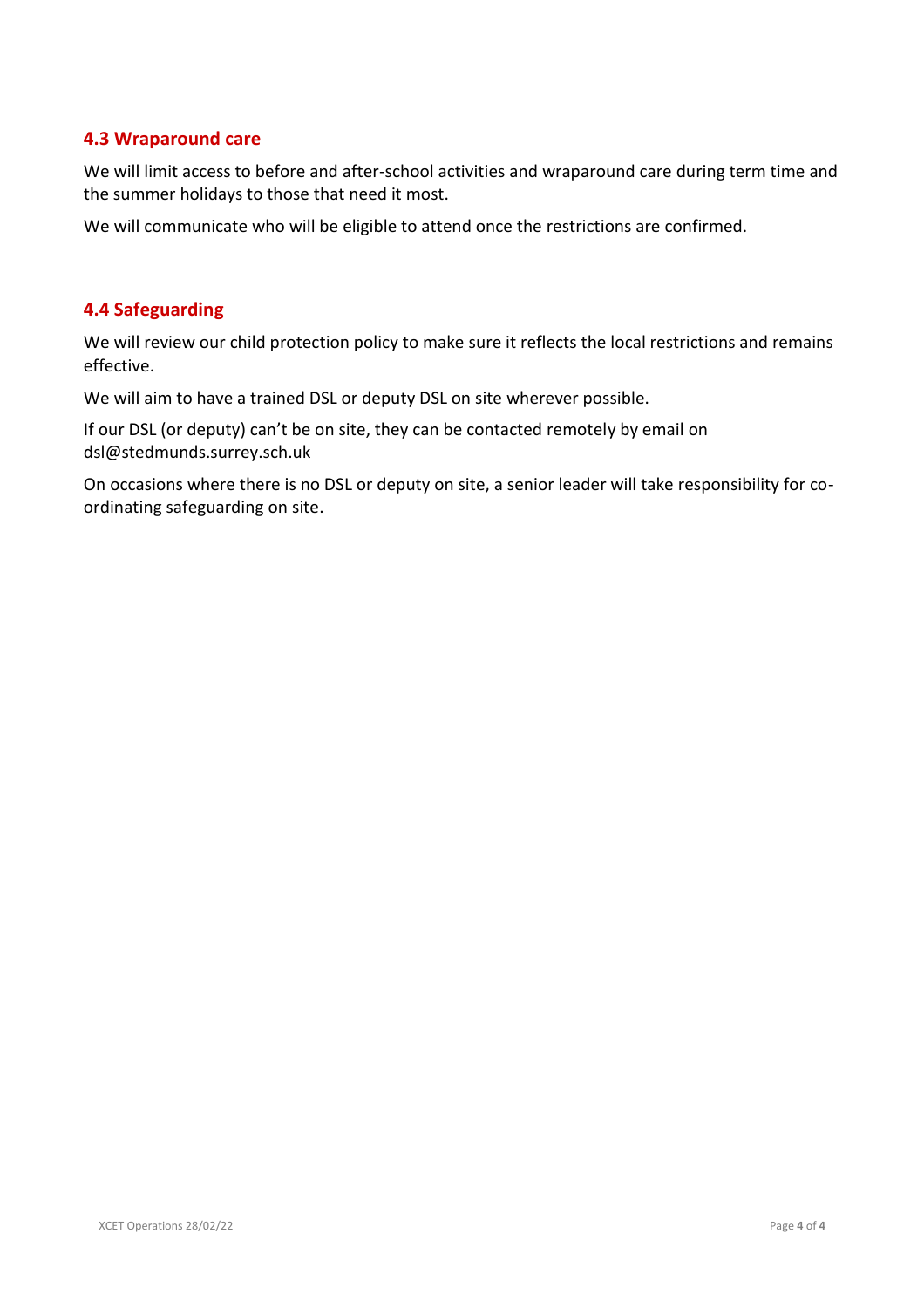### 4.3 Wraparound care

We will limit access to before and after-school activities and wraparound care during term time and the summer holidays to those that need it most.

We will communicate who will be eligible to attend once the restrictions are confirmed.

### 4.4 Safeguarding

We will review our child protection policy to make sure it reflects the local restrictions and remains effective.

We will aim to have a trained DSL or deputy DSL on site wherever possible.

If our DSL (or deputy) can't be on site, they can be contacted remotely by email on dsl@stedmunds.surrey.sch.uk

On occasions where there is no DSL or deputy on site, a senior leader will take responsibility for co-ordinating safeguarding on site.